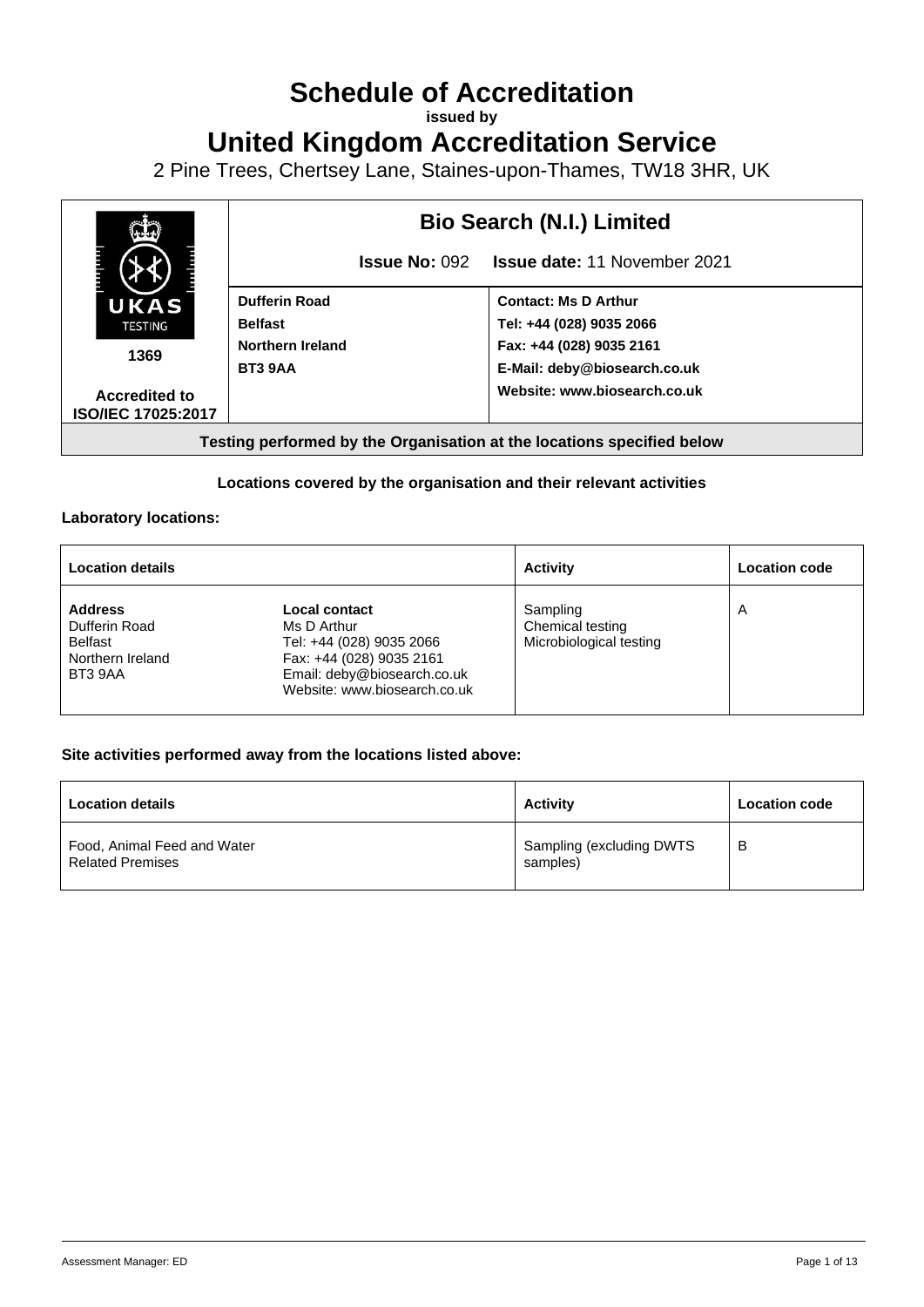# Schedule of Accreditation

**issued by**

# United Kingdom Accreditation Service

2 Pine Trees, Chertsey Lane, Staines-upon-Thames, TW18 3HR, UK

| UKAS TESTING 1369 Accredited to ISO/IEC 17025:2017 | **Bio Search (N.I.) Limited** | |
|---|---|---|
| | **Issue No:** 092 | **Issue date:** 11 November 2021 |
| | **Dufferin Road**<br>**Belfast**<br>**Northern Ireland**<br>**BT3 9AA** | **Contact: Ms D Arthur**<br>**Tel: +44 (028) 9035 2066**<br>**Fax: +44 (028) 9035 2161**<br>**E-Mail: deby@biosearch.co.uk**<br>**Website: www.biosearch.co.uk** |

**Testing performed by the Organisation at the locations specified below**

**Locations covered by the organisation and their relevant activities**

**Laboratory locations:**

| Location details | | Activity | Location code |
|---|---|---|---|
| **Address**<br>Dufferin Road<br>Belfast<br>Northern Ireland<br>BT3 9AA | **Local contact**<br>Ms D Arthur<br>Tel: +44 (028) 9035 2066<br>Fax: +44 (028) 9035 2161<br>Email: deby@biosearch.co.uk<br>Website: www.biosearch.co.uk | Sampling<br>Chemical testing<br>Microbiological testing | A |

**Site activities performed away from the locations listed above:**

| Location details | Activity | Location code |
|---|---|---|
| Food, Animal Feed and Water Related Premises | Sampling (excluding DWTS samples) | B |

Assessment Manager: ED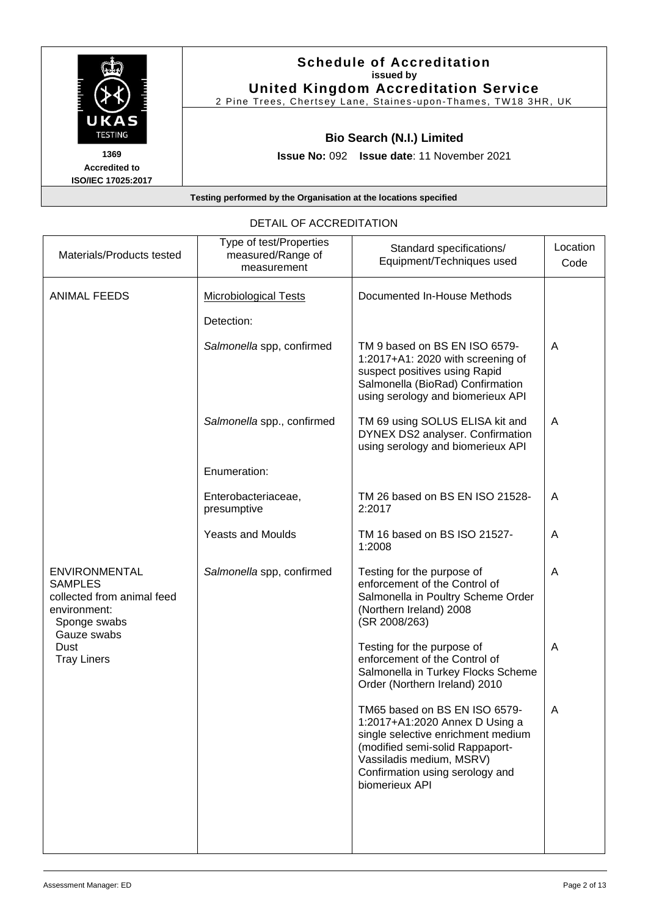# Schedule of Accreditation
**issued by**
**United Kingdom Accreditation Service**
2 Pine Trees, Chertsey Lane, Staines-upon-Thames, TW18 3HR, UK

UKAS TESTING
**1369**
**Accredited to ISO/IEC 17025:2017**

## Bio Search (N.I.) Limited

**Issue No:** 092 **Issue date**: 11 November 2021

**Testing performed by the Organisation at the locations specified**

DETAIL OF ACCREDITATION

| Materials/Products tested | Type of test/Properties measured/Range of measurement | Standard specifications/ Equipment/Techniques used | Location Code |
|---|---|---|---|
| ANIMAL FEEDS | Microbiological Tests | Documented In-House Methods | |
| | Detection: | | |
| | *Salmonella* spp, confirmed | TM 9 based on BS EN ISO 6579-1:2017+A1: 2020 with screening of suspect positives using Rapid Salmonella (BioRad) Confirmation using serology and biomerieux API | A |
| | *Salmonella* spp., confirmed | TM 69 using SOLUS ELISA kit and DYNEX DS2 analyser. Confirmation using serology and biomerieux API | A |
| | Enumeration: | | |
| | Enterobacteriaceae, presumptive | TM 26 based on BS EN ISO 21528-2:2017 | A |
| | Yeasts and Moulds | TM 16 based on BS ISO 21527-1:2008 | A |
| ENVIRONMENTAL SAMPLES collected from animal feed environment: Sponge swabs, Gauze swabs, Dust, Tray Liners | *Salmonella* spp, confirmed | Testing for the purpose of enforcement of the Control of Salmonella in Poultry Scheme Order (Northern Ireland) 2008 (SR 2008/263) | A |
| | | Testing for the purpose of enforcement of the Control of Salmonella in Turkey Flocks Scheme Order (Northern Ireland) 2010 | A |
| | | TM65 based on BS EN ISO 6579-1:2017+A1:2020 Annex D Using a single selective enrichment medium (modified semi-solid Rappaport-Vassiladis medium, MSRV) Confirmation using serology and biomerieux API | A |

Assessment Manager: ED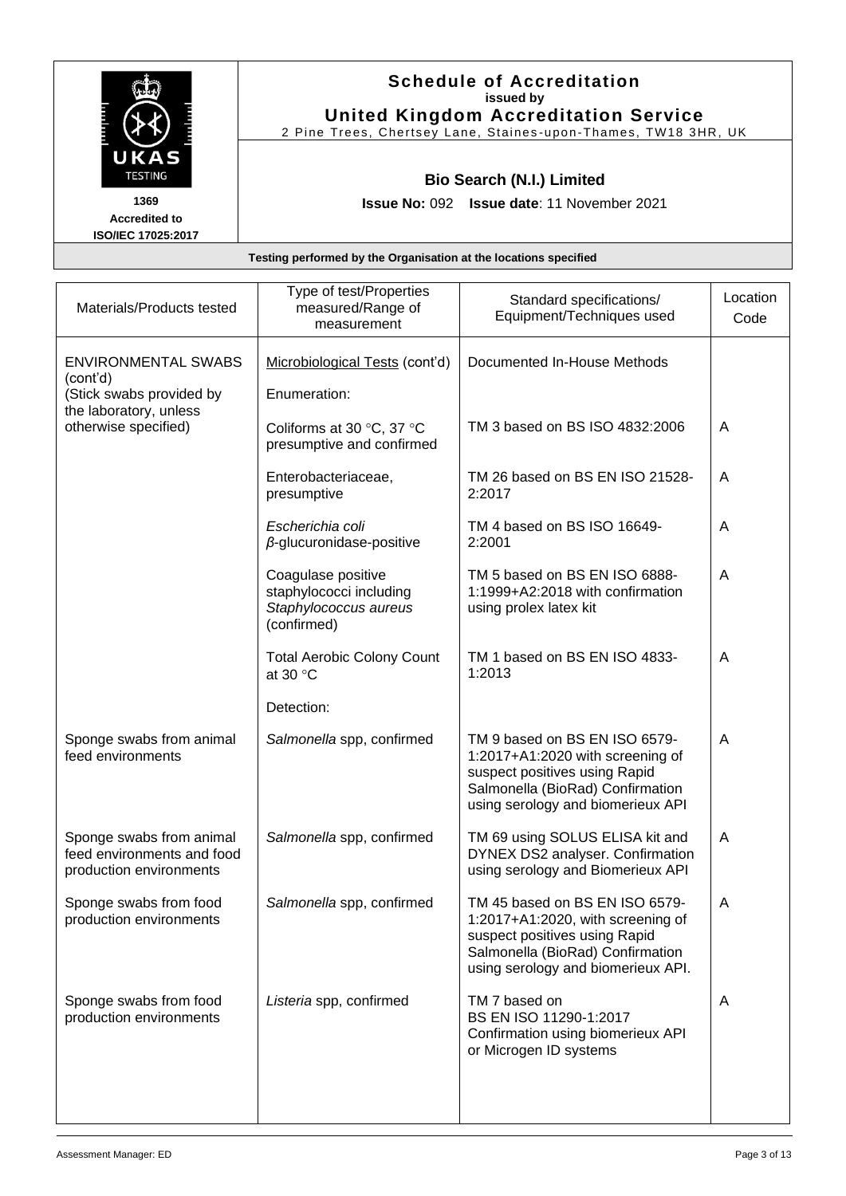# Schedule of Accreditation

**issued by**

**United Kingdom Accreditation Service**

2 Pine Trees, Chertsey Lane, Staines-upon-Thames, TW18 3HR, UK

UKAS TESTING

1369

**Accredited to ISO/IEC 17025:2017**

## Bio Search (N.I.) Limited

**Issue No:** 092 **Issue date**: 11 November 2021

**Testing performed by the Organisation at the locations specified**

| Materials/Products tested | Type of test/Properties measured/Range of measurement | Standard specifications/ Equipment/Techniques used | Location Code |
|---|---|---|---|
| ENVIRONMENTAL SWABS (cont'd) (Stick swabs provided by the laboratory, unless otherwise specified) | Microbiological Tests (cont'd) | Documented In-House Methods | |
| | Enumeration: | | |
| | Coliforms at 30 °C, 37 °C presumptive and confirmed | TM 3 based on BS ISO 4832:2006 | A |
| | Enterobacteriaceae, presumptive | TM 26 based on BS EN ISO 21528-2:2017 | A |
| | *Escherichia coli* *β*-glucuronidase-positive | TM 4 based on BS ISO 16649-2:2001 | A |
| | Coagulase positive staphylococci including *Staphylococcus aureus* (confirmed) | TM 5 based on BS EN ISO 6888-1:1999+A2:2018 with confirmation using prolex latex kit | A |
| | Total Aerobic Colony Count at 30 °C | TM 1 based on BS EN ISO 4833-1:2013 | A |
| | Detection: | | |
| Sponge swabs from animal feed environments | *Salmonella* spp, confirmed | TM 9 based on BS EN ISO 6579-1:2017+A1:2020 with screening of suspect positives using Rapid Salmonella (BioRad) Confirmation using serology and biomerieux API | A |
| Sponge swabs from animal feed environments and food production environments | *Salmonella* spp, confirmed | TM 69 using SOLUS ELISA kit and DYNEX DS2 analyser. Confirmation using serology and Biomerieux API | A |
| Sponge swabs from food production environments | *Salmonella* spp, confirmed | TM 45 based on BS EN ISO 6579-1:2017+A1:2020, with screening of suspect positives using Rapid Salmonella (BioRad) Confirmation using serology and biomerieux API. | A |
| Sponge swabs from food production environments | *Listeria* spp, confirmed | TM 7 based on BS EN ISO 11290-1:2017 Confirmation using biomerieux API or Microgen ID systems | A |

Assessment Manager: ED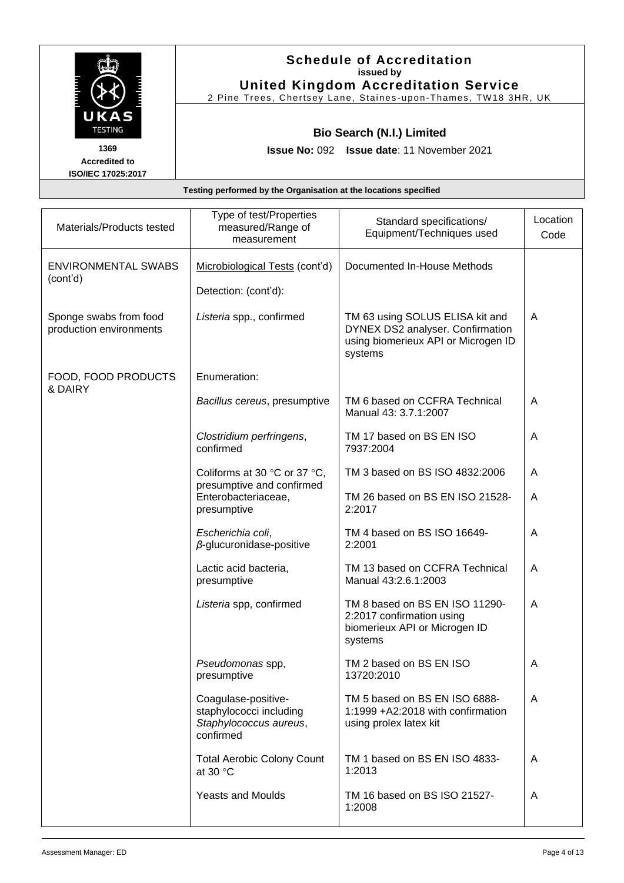# Schedule of Accreditation

**issued by**

**United Kingdom Accreditation Service**

2 Pine Trees, Chertsey Lane, Staines-upon-Thames, TW18 3HR, UK

UKAS TESTING

**1369**

**Accredited to ISO/IEC 17025:2017**

**Bio Search (N.I.) Limited**

**Issue No:** 092 **Issue date**: 11 November 2021

**Testing performed by the Organisation at the locations specified**

| Materials/Products tested | Type of test/Properties measured/Range of measurement | Standard specifications/ Equipment/Techniques used | Location Code |
|---|---|---|---|
| ENVIRONMENTAL SWABS (cont'd) | Microbiological Tests (cont'd) | Documented In-House Methods | |
| | Detection: (cont'd): | | |
| Sponge swabs from food production environments | *Listeria* spp., confirmed | TM 63 using SOLUS ELISA kit and DYNEX DS2 analyser. Confirmation using biomerieux API or Microgen ID systems | A |
| FOOD, FOOD PRODUCTS & DAIRY | Enumeration: | | |
| | *Bacillus cereus*, presumptive | TM 6 based on CCFRA Technical Manual 43: 3.7.1:2007 | A |
| | *Clostridium perfringens*, confirmed | TM 17 based on BS EN ISO 7937:2004 | A |
| | Coliforms at 30 °C or 37 °C, presumptive and confirmed | TM 3 based on BS ISO 4832:2006 | A |
| | Enterobacteriaceae, presumptive | TM 26 based on BS EN ISO 21528-2:2017 | A |
| | *Escherichia coli*, $\beta$-glucuronidase-positive | TM 4 based on BS ISO 16649-2:2001 | A |
| | Lactic acid bacteria, presumptive | TM 13 based on CCFRA Technical Manual 43:2.6.1:2003 | A |
| | *Listeria* spp, confirmed | TM 8 based on BS EN ISO 11290-2:2017 confirmation using biomerieux API or Microgen ID systems | A |
| | *Pseudomonas* spp, presumptive | TM 2 based on BS EN ISO 13720:2010 | A |
| | Coagulase-positive-staphylococci including *Staphylococcus aureus*, confirmed | TM 5 based on BS EN ISO 6888-1:1999 +A2:2018 with confirmation using prolex latex kit | A |
| | Total Aerobic Colony Count at 30 °C | TM 1 based on BS EN ISO 4833-1:2013 | A |
| | Yeasts and Moulds | TM 16 based on BS ISO 21527-1:2008 | A |

Assessment Manager: ED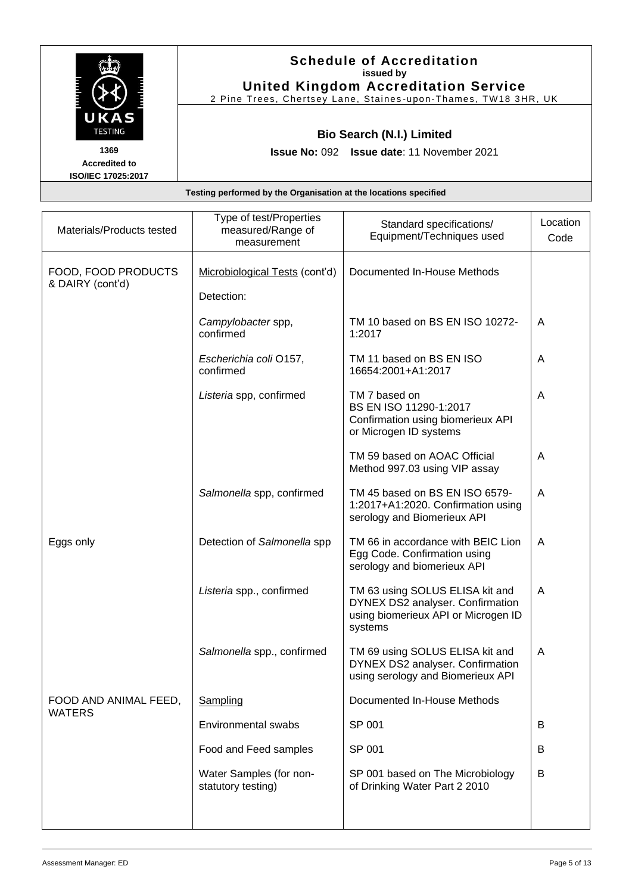**Schedule of Accreditation**
**issued by**
**United Kingdom Accreditation Service**
2 Pine Trees, Chertsey Lane, Staines-upon-Thames, TW18 3HR, UK

**1369**
**Accredited to**
**ISO/IEC 17025:2017**

**Bio Search (N.I.) Limited**

**Issue No:** 092 **Issue date**: 11 November 2021

**Testing performed by the Organisation at the locations specified**

| Materials/Products tested | Type of test/Properties measured/Range of measurement | Standard specifications/ Equipment/Techniques used | Location Code |
|---|---|---|---|
| FOOD, FOOD PRODUCTS & DAIRY (cont'd) | Microbiological Tests (cont'd) | Documented In-House Methods | |
| | Detection: | | |
| | *Campylobacter* spp, confirmed | TM 10 based on BS EN ISO 10272-1:2017 | A |
| | *Escherichia coli* O157, confirmed | TM 11 based on BS EN ISO 16654:2001+A1:2017 | A |
| | *Listeria* spp, confirmed | TM 7 based on BS EN ISO 11290-1:2017 Confirmation using biomerieux API or Microgen ID systems | A |
| | | TM 59 based on AOAC Official Method 997.03 using VIP assay | A |
| | *Salmonella* spp, confirmed | TM 45 based on BS EN ISO 6579-1:2017+A1:2020. Confirmation using serology and Biomerieux API | A |
| Eggs only | Detection of *Salmonella* spp | TM 66 in accordance with BEIC Lion Egg Code. Confirmation using serology and biomerieux API | A |
| | *Listeria* spp., confirmed | TM 63 using SOLUS ELISA kit and DYNEX DS2 analyser. Confirmation using biomerieux API or Microgen ID systems | A |
| | *Salmonella* spp., confirmed | TM 69 using SOLUS ELISA kit and DYNEX DS2 analyser. Confirmation using serology and Biomerieux API | A |
| FOOD AND ANIMAL FEED, WATERS | Sampling | Documented In-House Methods | |
| | Environmental swabs | SP 001 | B |
| | Food and Feed samples | SP 001 | B |
| | Water Samples (for non-statutory testing) | SP 001 based on The Microbiology of Drinking Water Part 2 2010 | B |

Assessment Manager: ED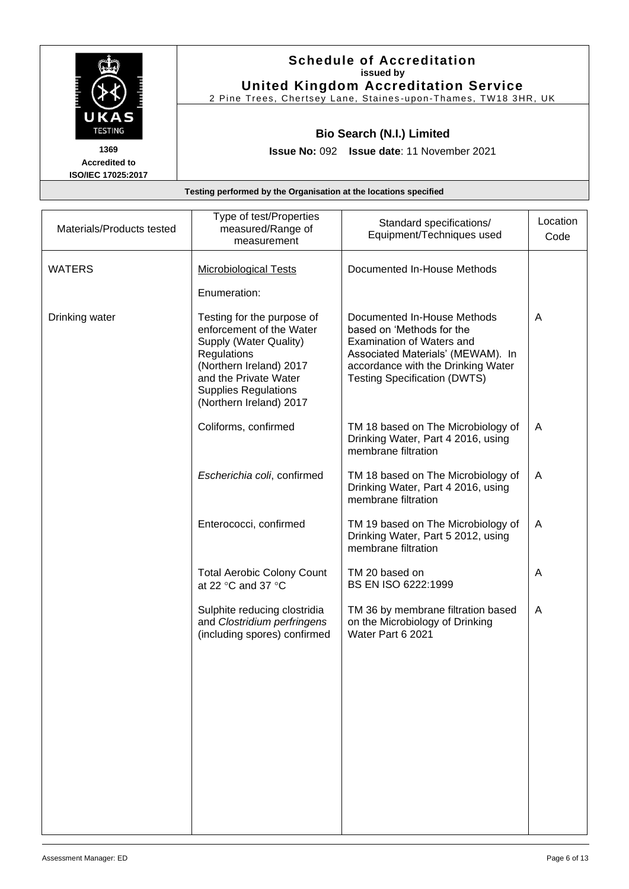## Schedule of Accreditation
**issued by**
**United Kingdom Accreditation Service**
2 Pine Trees, Chertsey Lane, Staines-upon-Thames, TW18 3HR, UK

UKAS TESTING
**1369**
**Accredited to ISO/IEC 17025:2017**

### Bio Search (N.I.) Limited

**Issue No:** 092 **Issue date**: 11 November 2021

**Testing performed by the Organisation at the locations specified**

| Materials/Products tested | Type of test/Properties measured/Range of measurement | Standard specifications/ Equipment/Techniques used | Location Code |
|---|---|---|---|
| WATERS | Microbiological Tests<br>Enumeration: | Documented In-House Methods | |
| Drinking water | Testing for the purpose of enforcement of the Water Supply (Water Quality) Regulations (Northern Ireland) 2017 and the Private Water Supplies Regulations (Northern Ireland) 2017 | Documented In-House Methods based on 'Methods for the Examination of Waters and Associated Materials' (MEWAM). In accordance with the Drinking Water Testing Specification (DWTS) | A |
| | Coliforms, confirmed | TM 18 based on The Microbiology of Drinking Water, Part 4 2016, using membrane filtration | A |
| | *Escherichia coli*, confirmed | TM 18 based on The Microbiology of Drinking Water, Part 4 2016, using membrane filtration | A |
| | Enterococci, confirmed | TM 19 based on The Microbiology of Drinking Water, Part 5 2012, using membrane filtration | A |
| | Total Aerobic Colony Count at 22 °C and 37 °C | TM 20 based on BS EN ISO 6222:1999 | A |
| | Sulphite reducing clostridia and *Clostridium perfringens* (including spores) confirmed | TM 36 by membrane filtration based on the Microbiology of Drinking Water Part 6 2021 | A |

Assessment Manager: ED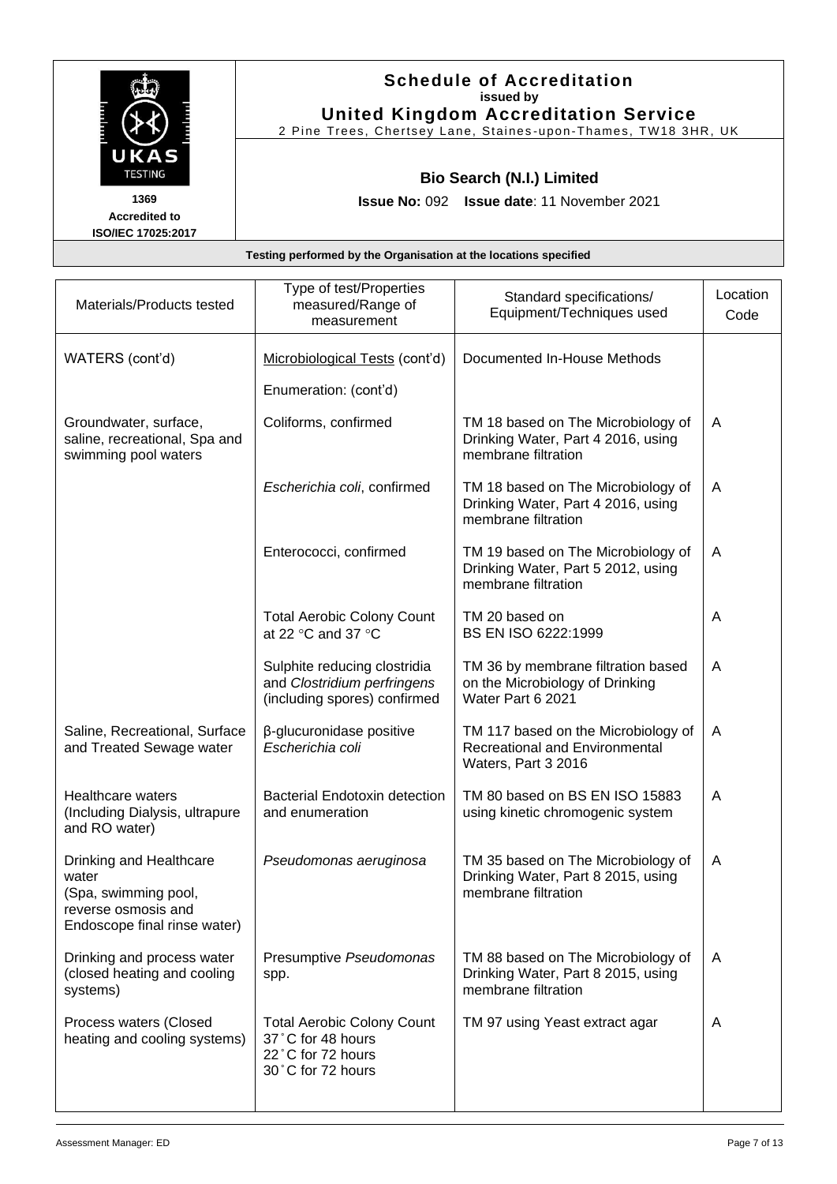**Schedule of Accreditation**
**issued by**
**United Kingdom Accreditation Service**
2 Pine Trees, Chertsey Lane, Staines-upon-Thames, TW18 3HR, UK

1369
Accredited to
ISO/IEC 17025:2017

**Bio Search (N.I.) Limited**

**Issue No:** 092 **Issue date**: 11 November 2021

**Testing performed by the Organisation at the locations specified**

| Materials/Products tested | Type of test/Properties measured/Range of measurement | Standard specifications/ Equipment/Techniques used | Location Code |
|---|---|---|---|
| WATERS (cont'd) | Microbiological Tests (cont'd)<br><br>Enumeration: (cont'd) | Documented In-House Methods | |
| Groundwater, surface, saline, recreational, Spa and swimming pool waters | Coliforms, confirmed | TM 18 based on The Microbiology of Drinking Water, Part 4 2016, using membrane filtration | A |
| | *Escherichia coli*, confirmed | TM 18 based on The Microbiology of Drinking Water, Part 4 2016, using membrane filtration | A |
| | Enterococci, confirmed | TM 19 based on The Microbiology of Drinking Water, Part 5 2012, using membrane filtration | A |
| | Total Aerobic Colony Count at 22 °C and 37 °C | TM 20 based on BS EN ISO 6222:1999 | A |
| | Sulphite reducing clostridia and *Clostridium perfringens* (including spores) confirmed | TM 36 by membrane filtration based on the Microbiology of Drinking Water Part 6 2021 | A |
| Saline, Recreational, Surface and Treated Sewage water | β-glucuronidase positive *Escherichia coli* | TM 117 based on the Microbiology of Recreational and Environmental Waters, Part 3 2016 | A |
| Healthcare waters (Including Dialysis, ultrapure and RO water) | Bacterial Endotoxin detection and enumeration | TM 80 based on BS EN ISO 15883 using kinetic chromogenic system | A |
| Drinking and Healthcare water (Spa, swimming pool, reverse osmosis and Endoscope final rinse water) | *Pseudomonas aeruginosa* | TM 35 based on The Microbiology of Drinking Water, Part 8 2015, using membrane filtration | A |
| Drinking and process water (closed heating and cooling systems) | Presumptive *Pseudomonas* spp. | TM 88 based on The Microbiology of Drinking Water, Part 8 2015, using membrane filtration | A |
| Process waters (Closed heating and cooling systems) | Total Aerobic Colony Count<br>37˚C for 48 hours<br>22˚C for 72 hours<br>30˚C for 72 hours | TM 97 using Yeast extract agar | A |

Assessment Manager: ED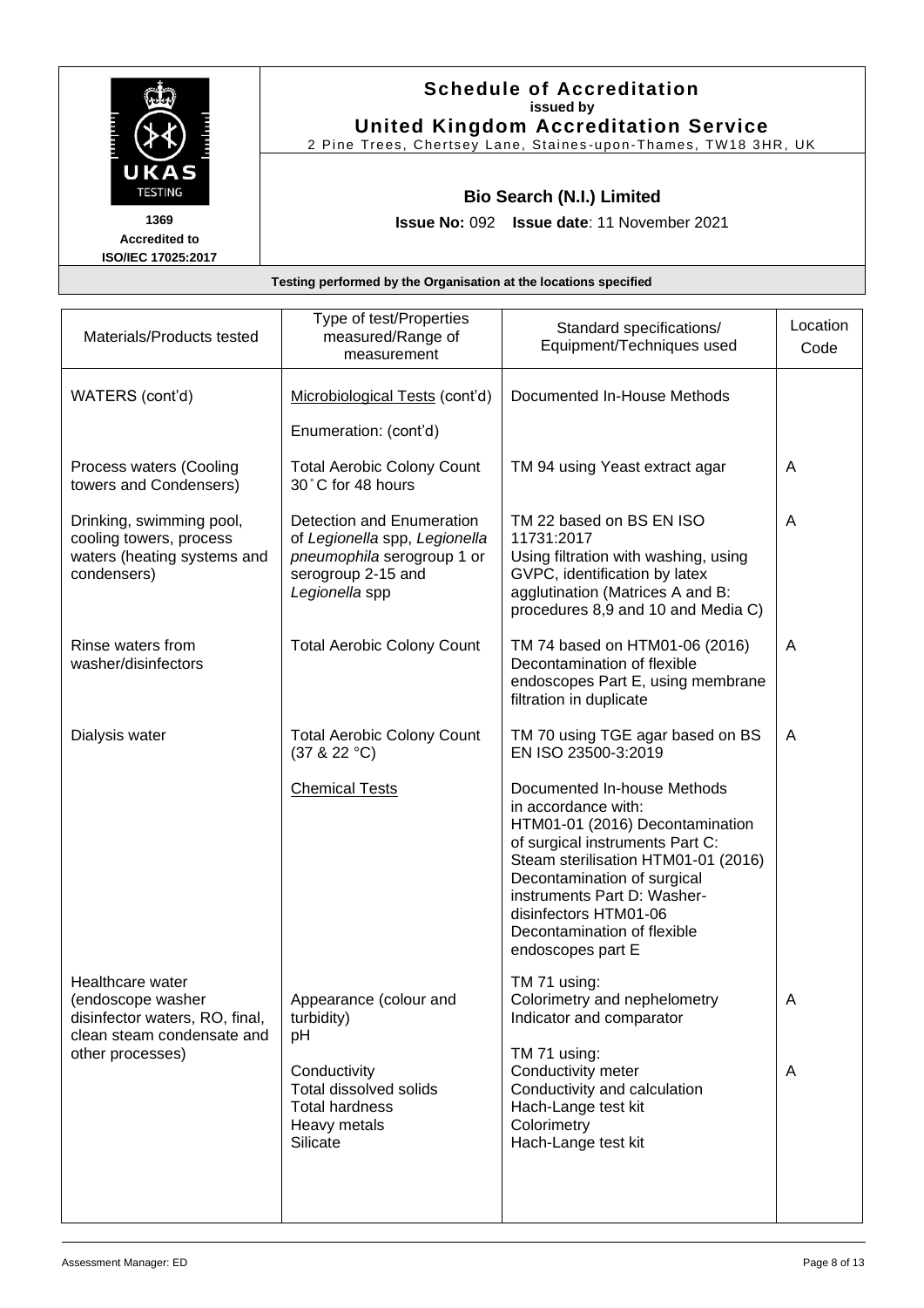**Schedule of Accreditation**
**issued by**
**United Kingdom Accreditation Service**
2 Pine Trees, Chertsey Lane, Staines-upon-Thames, TW18 3HR, UK

UKAS TESTING
1369
Accredited to
ISO/IEC 17025:2017

**Bio Search (N.I.) Limited**

**Issue No:** 092 **Issue date**: 11 November 2021

**Testing performed by the Organisation at the locations specified**

| Materials/Products tested | Type of test/Properties measured/Range of measurement | Standard specifications/ Equipment/Techniques used | Location Code |
|---|---|---|---|
| WATERS (cont'd) | Microbiological Tests (cont'd)<br><br>Enumeration: (cont'd) | Documented In-House Methods | |
| Process waters (Cooling towers and Condensers) | Total Aerobic Colony Count 30˚C for 48 hours | TM 94 using Yeast extract agar | A |
| Drinking, swimming pool, cooling towers, process waters (heating systems and condensers) | Detection and Enumeration of *Legionella* spp, *Legionella pneumophila* serogroup 1 or serogroup 2-15 and *Legionella* spp | TM 22 based on BS EN ISO 11731:2017<br>Using filtration with washing, using GVPC, identification by latex agglutination (Matrices A and B: procedures 8,9 and 10 and Media C) | A |
| Rinse waters from washer/disinfectors | Total Aerobic Colony Count | TM 74 based on HTM01-06 (2016) Decontamination of flexible endoscopes Part E, using membrane filtration in duplicate | A |
| Dialysis water | Total Aerobic Colony Count (37 & 22 °C) | TM 70 using TGE agar based on BS EN ISO 23500-3:2019 | A |
| | Chemical Tests | Documented In-house Methods in accordance with:<br>HTM01-01 (2016) Decontamination of surgical instruments Part C: Steam sterilisation HTM01-01 (2016) Decontamination of surgical instruments Part D: Washer-disinfectors HTM01-06 Decontamination of flexible endoscopes part E | |
| Healthcare water (endoscope washer disinfector waters, RO, final, clean steam condensate and other processes) | Appearance (colour and turbidity)<br>pH | TM 71 using:<br>Colorimetry and nephelometry<br>Indicator and comparator | A |
| | Conductivity<br>Total dissolved solids<br>Total hardness<br>Heavy metals<br>Silicate | TM 71 using:<br>Conductivity meter<br>Conductivity and calculation<br>Hach-Lange test kit<br>Colorimetry<br>Hach-Lange test kit | A |

Assessment Manager: ED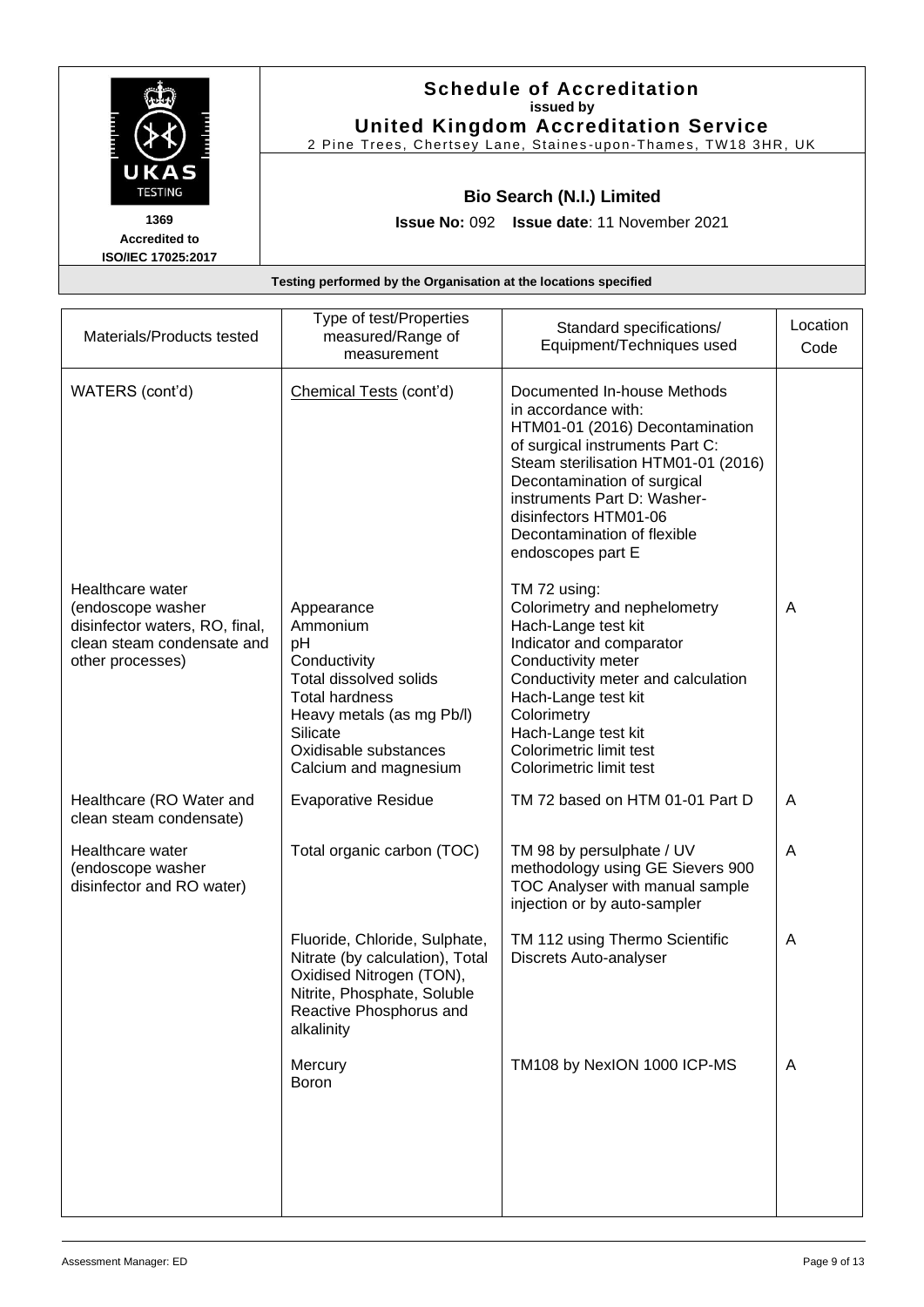# Schedule of Accreditation

**issued by**

**United Kingdom Accreditation Service**

2 Pine Trees, Chertsey Lane, Staines-upon-Thames, TW18 3HR, UK

1369
Accredited to
ISO/IEC 17025:2017

## Bio Search (N.I.) Limited

**Issue No:** 092 **Issue date**: 11 November 2021

Testing performed by the Organisation at the locations specified

| Materials/Products tested | Type of test/Properties measured/Range of measurement | Standard specifications/ Equipment/Techniques used | Location Code |
|---|---|---|---|
| WATERS (cont'd) | Chemical Tests (cont'd) | Documented In-house Methods in accordance with: HTM01-01 (2016) Decontamination of surgical instruments Part C: Steam sterilisation HTM01-01 (2016) Decontamination of surgical instruments Part D: Washer-disinfectors HTM01-06 Decontamination of flexible endoscopes part E | |
| Healthcare water (endoscope washer disinfector waters, RO, final, clean steam condensate and other processes) | Appearance<br>Ammonium<br>pH<br>Conductivity<br>Total dissolved solids<br>Total hardness<br>Heavy metals (as mg Pb/l)<br>Silicate<br>Oxidisable substances<br>Calcium and magnesium | TM 72 using:<br>Colorimetry and nephelometry<br>Hach-Lange test kit<br>Indicator and comparator<br>Conductivity meter<br>Conductivity meter and calculation<br>Hach-Lange test kit<br>Colorimetry<br>Hach-Lange test kit<br>Colorimetric limit test<br>Colorimetric limit test | A |
| Healthcare (RO Water and clean steam condensate) | Evaporative Residue | TM 72 based on HTM 01-01 Part D | A |
| Healthcare water (endoscope washer disinfector and RO water) | Total organic carbon (TOC) | TM 98 by persulphate / UV methodology using GE Sievers 900 TOC Analyser with manual sample injection or by auto-sampler | A |
| | Fluoride, Chloride, Sulphate, Nitrate (by calculation), Total Oxidised Nitrogen (TON), Nitrite, Phosphate, Soluble Reactive Phosphorus and alkalinity | TM 112 using Thermo Scientific Discrets Auto-analyser | A |
| | Mercury<br>Boron | TM108 by NexION 1000 ICP-MS | A |

Assessment Manager: ED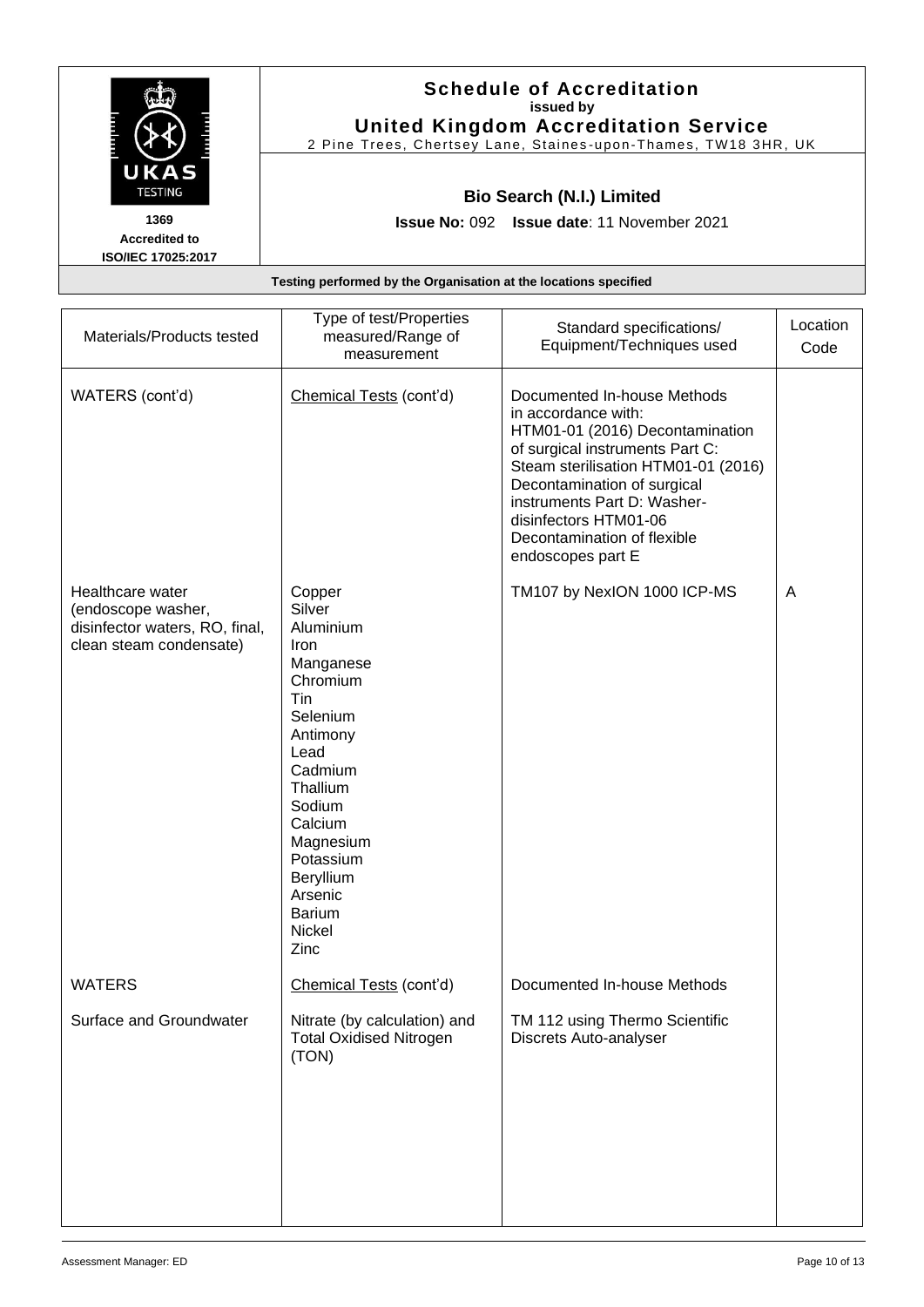# Schedule of Accreditation

**issued by**

**United Kingdom Accreditation Service**

2 Pine Trees, Chertsey Lane, Staines-upon-Thames, TW18 3HR, UK

UKAS TESTING

1369

Accredited to ISO/IEC 17025:2017

**Bio Search (N.I.) Limited**

**Issue No:** 092 **Issue date**: 11 November 2021

**Testing performed by the Organisation at the locations specified**

| Materials/Products tested | Type of test/Properties measured/Range of measurement | Standard specifications/ Equipment/Techniques used | Location Code |
|---|---|---|---|
| WATERS (cont'd) | Chemical Tests (cont'd) | Documented In-house Methods in accordance with: HTM01-01 (2016) Decontamination of surgical instruments Part C: Steam sterilisation HTM01-01 (2016) Decontamination of surgical instruments Part D: Washer-disinfectors HTM01-06 Decontamination of flexible endoscopes part E | |
| Healthcare water (endoscope washer, disinfector waters, RO, final, clean steam condensate) | Copper<br>Silver<br>Aluminium<br>Iron<br>Manganese<br>Chromium<br>Tin<br>Selenium<br>Antimony<br>Lead<br>Cadmium<br>Thallium<br>Sodium<br>Calcium<br>Magnesium<br>Potassium<br>Beryllium<br>Arsenic<br>Barium<br>Nickel<br>Zinc | TM107 by NexION 1000 ICP-MS | A |
| WATERS | Chemical Tests (cont'd) | Documented In-house Methods | |
| Surface and Groundwater | Nitrate (by calculation) and Total Oxidised Nitrogen (TON) | TM 112 using Thermo Scientific Discrets Auto-analyser | |

Assessment Manager: ED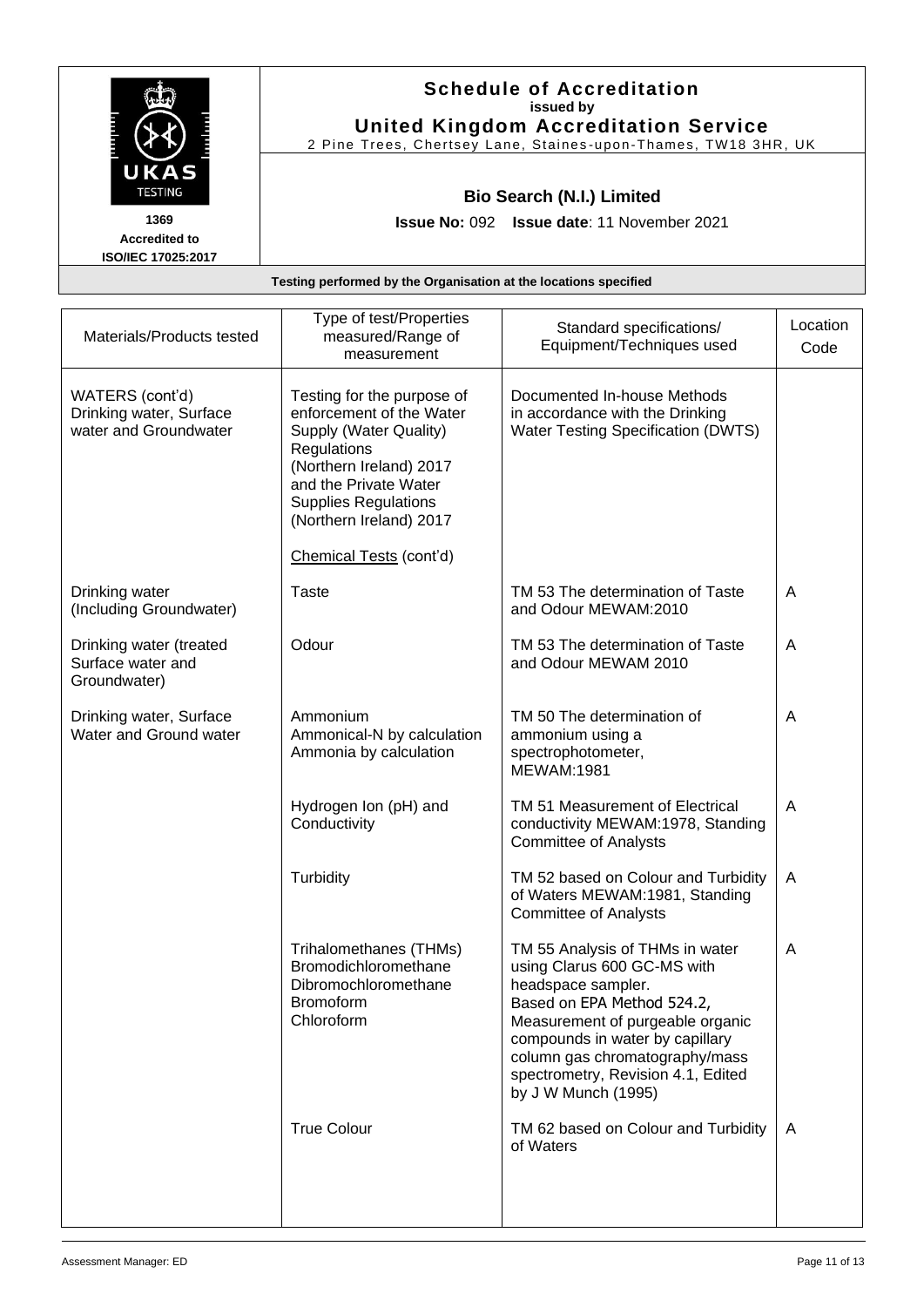# Schedule of Accreditation
**issued by**
**United Kingdom Accreditation Service**

2 Pine Trees, Chertsey Lane, Staines-upon-Thames, TW18 3HR, UK

1369
Accredited to
ISO/IEC 17025:2017

## Bio Search (N.I.) Limited

**Issue No:** 092 **Issue date**: 11 November 2021

**Testing performed by the Organisation at the locations specified**

| Materials/Products tested | Type of test/Properties measured/Range of measurement | Standard specifications/ Equipment/Techniques used | Location Code |
|---|---|---|---|
| WATERS (cont'd) Drinking water, Surface water and Groundwater | Testing for the purpose of enforcement of the Water Supply (Water Quality) Regulations (Northern Ireland) 2017 and the Private Water Supplies Regulations (Northern Ireland) 2017<br><br>Chemical Tests (cont'd) | Documented In-house Methods in accordance with the Drinking Water Testing Specification (DWTS) | |
| Drinking water (Including Groundwater) | Taste | TM 53 The determination of Taste and Odour MEWAM:2010 | A |
| Drinking water (treated Surface water and Groundwater) | Odour | TM 53 The determination of Taste and Odour MEWAM 2010 | A |
| Drinking water, Surface Water and Ground water | Ammonium<br>Ammonical-N by calculation<br>Ammonia by calculation | TM 50 The determination of ammonium using a spectrophotometer, MEWAM:1981 | A |
| | Hydrogen Ion (pH) and Conductivity | TM 51 Measurement of Electrical conductivity MEWAM:1978, Standing Committee of Analysts | A |
| | Turbidity | TM 52 based on Colour and Turbidity of Waters MEWAM:1981, Standing Committee of Analysts | A |
| | Trihalomethanes (THMs)<br>Bromodichloromethane<br>Dibromochloromethane<br>Bromoform<br>Chloroform | TM 55 Analysis of THMs in water using Clarus 600 GC-MS with headspace sampler.<br>Based on EPA Method 524.2, Measurement of purgeable organic compounds in water by capillary column gas chromatography/mass spectrometry, Revision 4.1, Edited by J W Munch (1995) | A |
| | True Colour | TM 62 based on Colour and Turbidity of Waters | A |

Assessment Manager: ED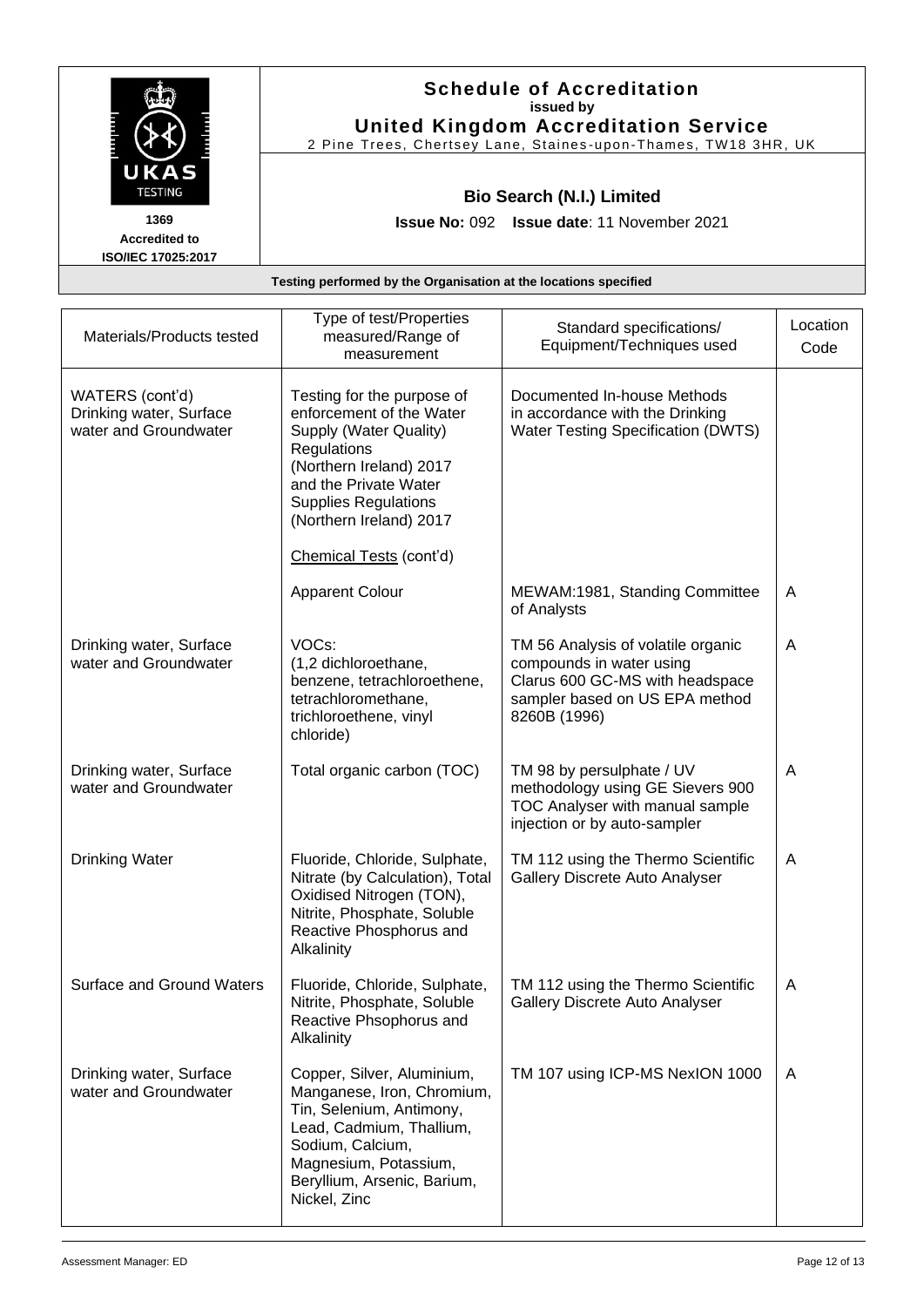# Schedule of Accreditation
**issued by**
## United Kingdom Accreditation Service

2 Pine Trees, Chertsey Lane, Staines-upon-Thames, TW18 3HR, UK

UKAS TESTING
1369
Accredited to
ISO/IEC 17025:2017

### Bio Search (N.I.) Limited

**Issue No:** 092 **Issue date**: 11 November 2021

**Testing performed by the Organisation at the locations specified**

| Materials/Products tested | Type of test/Properties measured/Range of measurement | Standard specifications/ Equipment/Techniques used | Location Code |
|---|---|---|---|
| WATERS (cont'd) Drinking water, Surface water and Groundwater | Testing for the purpose of enforcement of the Water Supply (Water Quality) Regulations (Northern Ireland) 2017 and the Private Water Supplies Regulations (Northern Ireland) 2017<br><br>Chemical Tests (cont'd) | Documented In-house Methods in accordance with the Drinking Water Testing Specification (DWTS) | |
| | Apparent Colour | MEWAM:1981, Standing Committee of Analysts | A |
| Drinking water, Surface water and Groundwater | VOCs: (1,2 dichloroethane, benzene, tetrachloroethene, tetrachloromethane, trichloroethene, vinyl chloride) | TM 56 Analysis of volatile organic compounds in water using Clarus 600 GC-MS with headspace sampler based on US EPA method 8260B (1996) | A |
| Drinking water, Surface water and Groundwater | Total organic carbon (TOC) | TM 98 by persulphate / UV methodology using GE Sievers 900 TOC Analyser with manual sample injection or by auto-sampler | A |
| Drinking Water | Fluoride, Chloride, Sulphate, Nitrate (by Calculation), Total Oxidised Nitrogen (TON), Nitrite, Phosphate, Soluble Reactive Phosphorus and Alkalinity | TM 112 using the Thermo Scientific Gallery Discrete Auto Analyser | A |
| Surface and Ground Waters | Fluoride, Chloride, Sulphate, Nitrite, Phosphate, Soluble Reactive Phsophorus and Alkalinity | TM 112 using the Thermo Scientific Gallery Discrete Auto Analyser | A |
| Drinking water, Surface water and Groundwater | Copper, Silver, Aluminium, Manganese, Iron, Chromium, Tin, Selenium, Antimony, Lead, Cadmium, Thallium, Sodium, Calcium, Magnesium, Potassium, Beryllium, Arsenic, Barium, Nickel, Zinc | TM 107 using ICP-MS NexION 1000 | A |

Assessment Manager: ED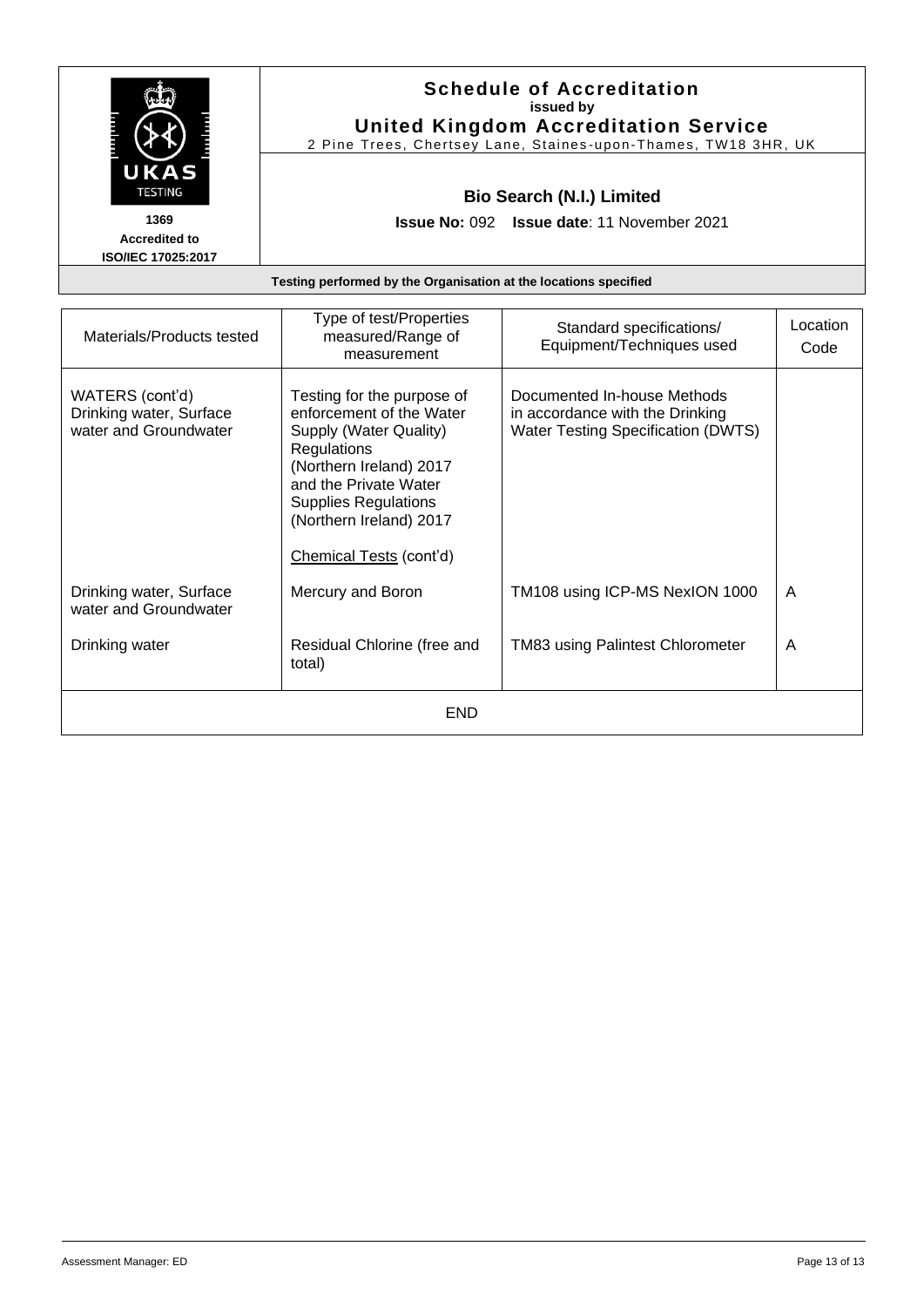# Schedule of Accreditation

**issued by**

**United Kingdom Accreditation Service**

2 Pine Trees, Chertsey Lane, Staines-upon-Thames, TW18 3HR, UK

UKAS TESTING

**1369**

**Accredited to ISO/IEC 17025:2017**

## Bio Search (N.I.) Limited

**Issue No:** 092 **Issue date**: 11 November 2021

**Testing performed by the Organisation at the locations specified**

| Materials/Products tested | Type of test/Properties measured/Range of measurement | Standard specifications/ Equipment/Techniques used | Location Code |
|---|---|---|---|
| WATERS (cont'd) Drinking water, Surface water and Groundwater | Testing for the purpose of enforcement of the Water Supply (Water Quality) Regulations (Northern Ireland) 2017 and the Private Water Supplies Regulations (Northern Ireland) 2017<br><br>Chemical Tests (cont'd) | Documented In-house Methods in accordance with the Drinking Water Testing Specification (DWTS) | |
| Drinking water, Surface water and Groundwater | Mercury and Boron | TM108 using ICP-MS NexION 1000 | A |
| Drinking water | Residual Chlorine (free and total) | TM83 using Palintest Chlorometer | A |

END

Assessment Manager: ED